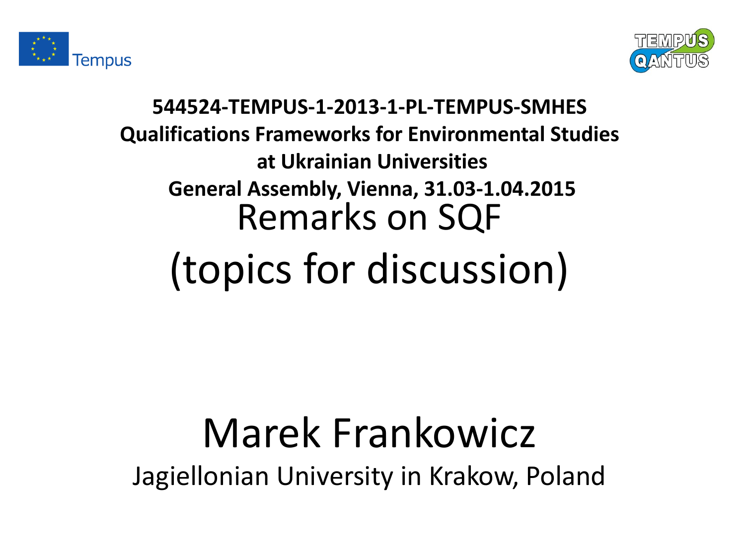**544524-TEMPUS-1-2013-1-PL-TEMPUS-SMHES**
**Qualifications Frameworks for Environmental Studies at Ukrainian Universities**
**General Assembly, Vienna, 31.03-1.04.2015**

# Remarks on SQF (topics for discussion)

## Marek Frankowicz

Jagiellonian University in Krakow, Poland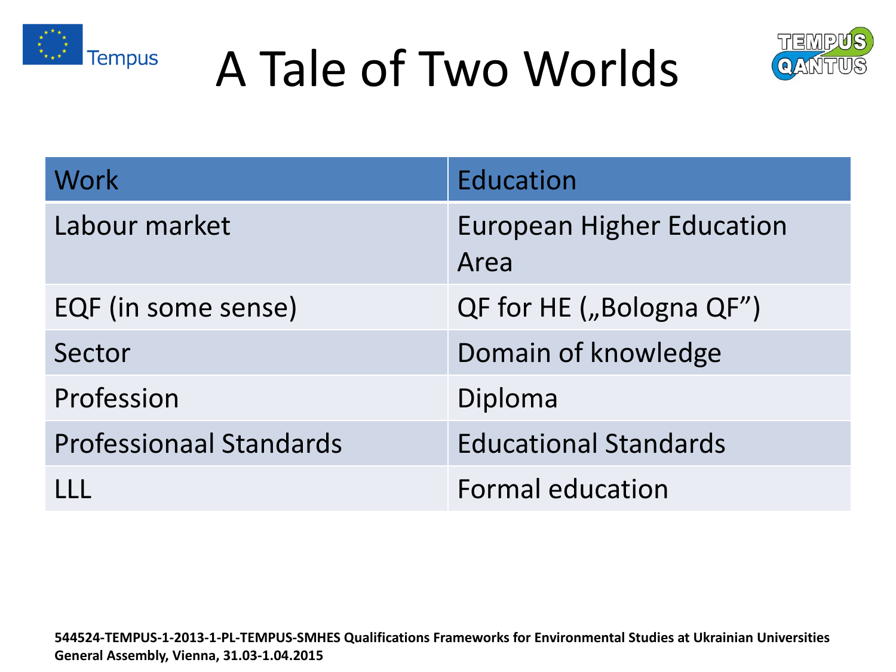# A Tale of Two Worlds

| Work | Education |
| --- | --- |
| Labour market | European Higher Education Area |
| EQF (in some sense) | QF for HE („Bologna QF") |
| Sector | Domain of knowledge |
| Profession | Diploma |
| Professionaal Standards | Educational Standards |
| LLL | Formal education |

**544524-TEMPUS-1-2013-1-PL-TEMPUS-SMHES Qualifications Frameworks for Environmental Studies at Ukrainian Universities General Assembly, Vienna, 31.03-1.04.2015**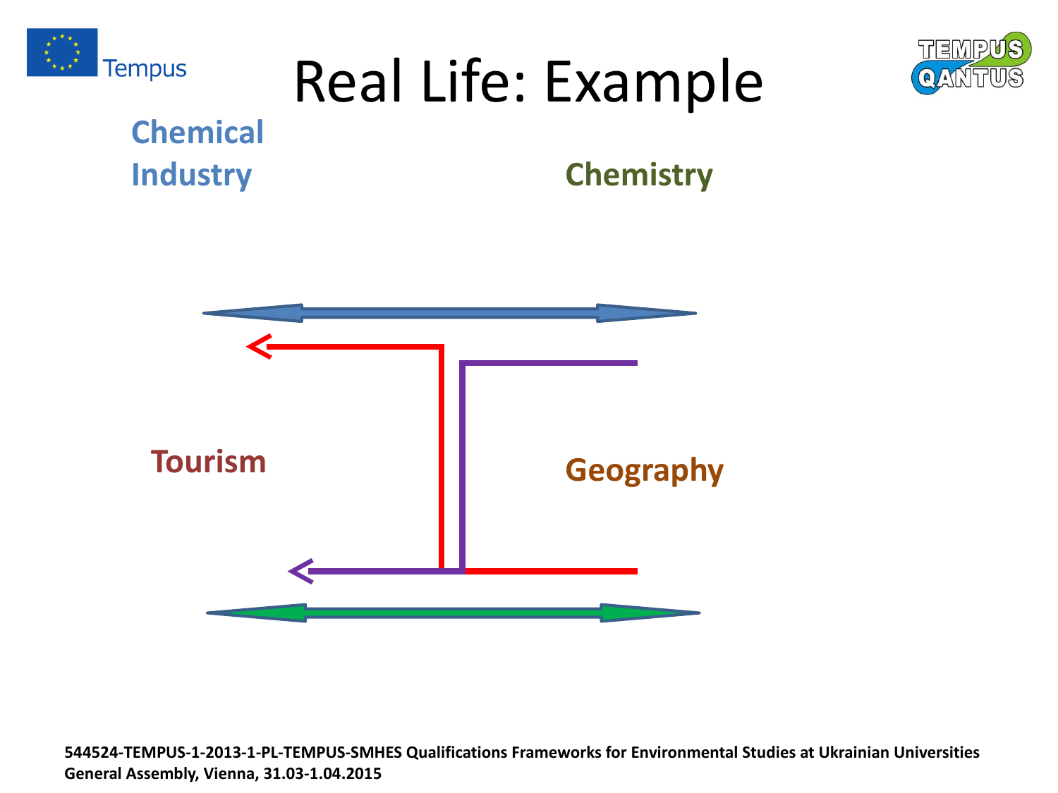# Real Life: Example

Chemical Industry

Chemistry

Tourism

Geography

544524-TEMPUS-1-2013-1-PL-TEMPUS-SMHES Qualifications Frameworks for Environmental Studies at Ukrainian Universities
General Assembly, Vienna, 31.03-1.04.2015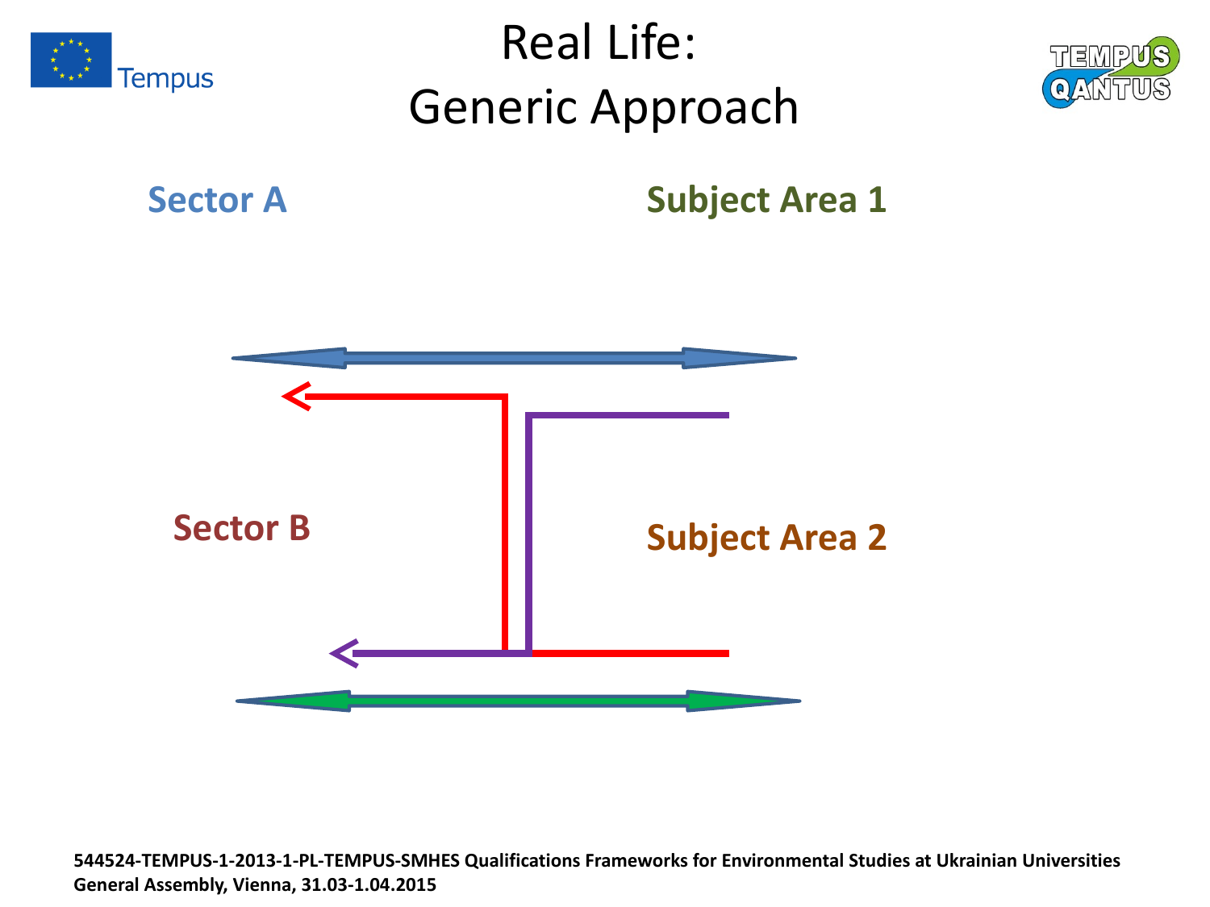# Real Life:
# Generic Approach

Sector A

Subject Area 1

Sector B

Subject Area 2

**544524-TEMPUS-1-2013-1-PL-TEMPUS-SMHES Qualifications Frameworks for Environmental Studies at Ukrainian Universities**
**General Assembly, Vienna, 31.03-1.04.2015**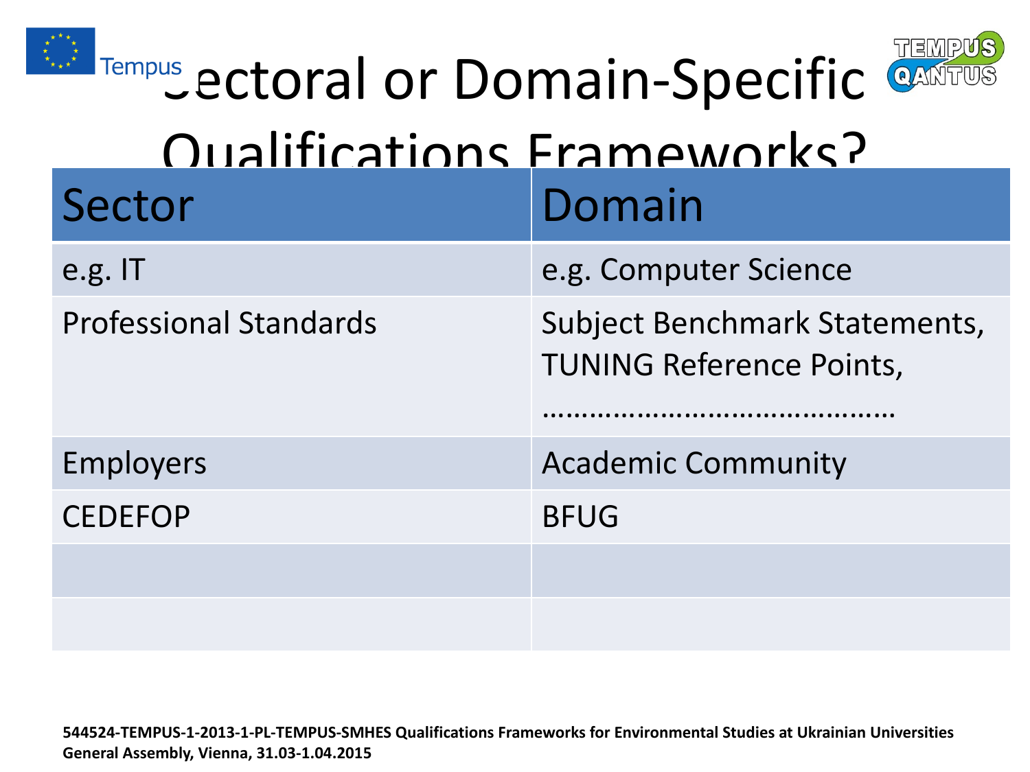# Sectoral or Domain-Specific Qualifications Frameworks?

| Sector | Domain |
| --- | --- |
| e.g. IT | e.g. Computer Science |
| Professional Standards | Subject Benchmark Statements, TUNING Reference Points, ……………………………………… |
| Employers | Academic Community |
| CEDEFOP | BFUG |
| | |
| | |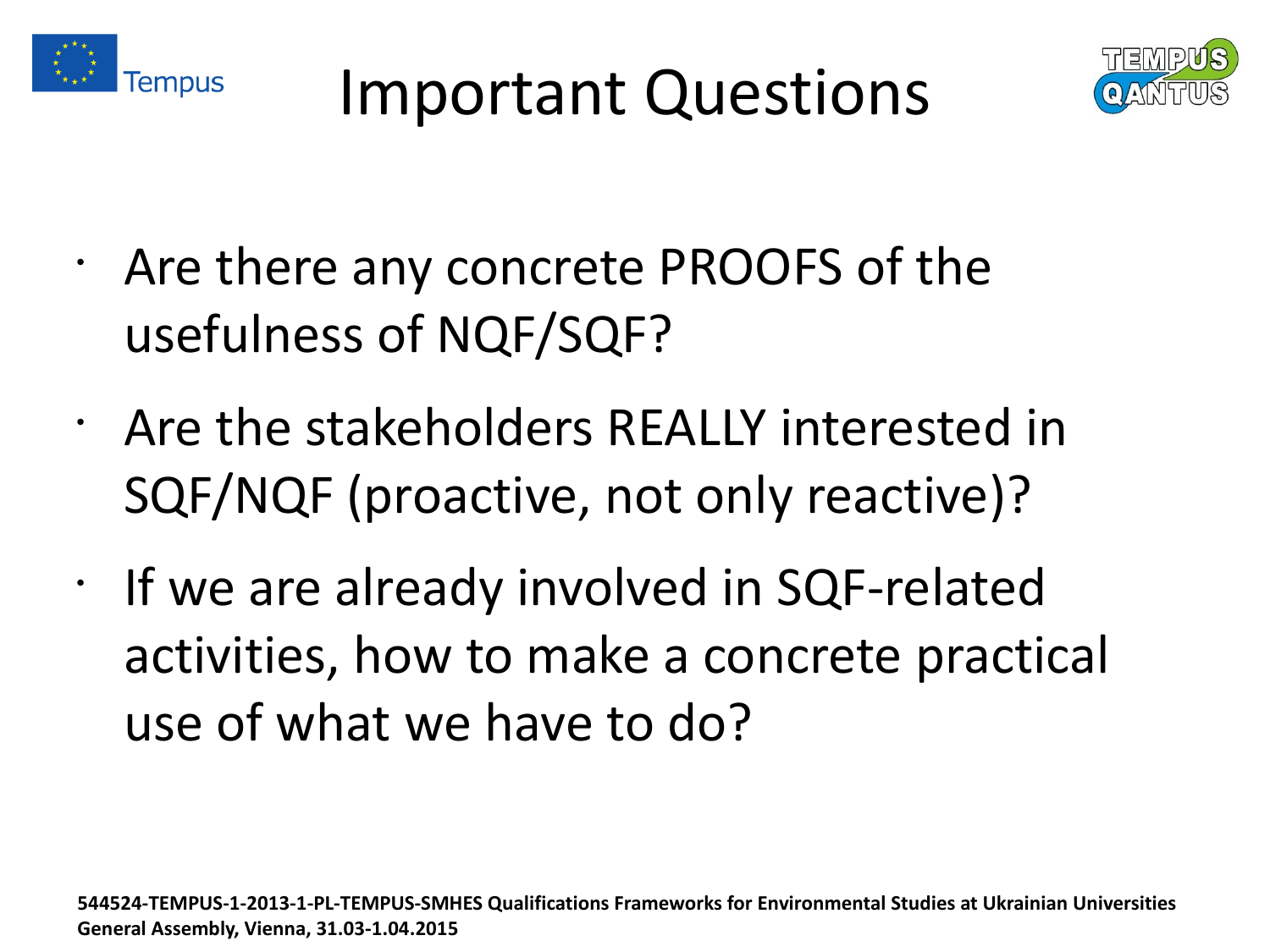# Important Questions

- Are there any concrete PROOFS of the usefulness of NQF/SQF?
- Are the stakeholders REALLY interested in SQF/NQF (proactive, not only reactive)?
- If we are already involved in SQF-related activities, how to make a concrete practical use of what we have to do?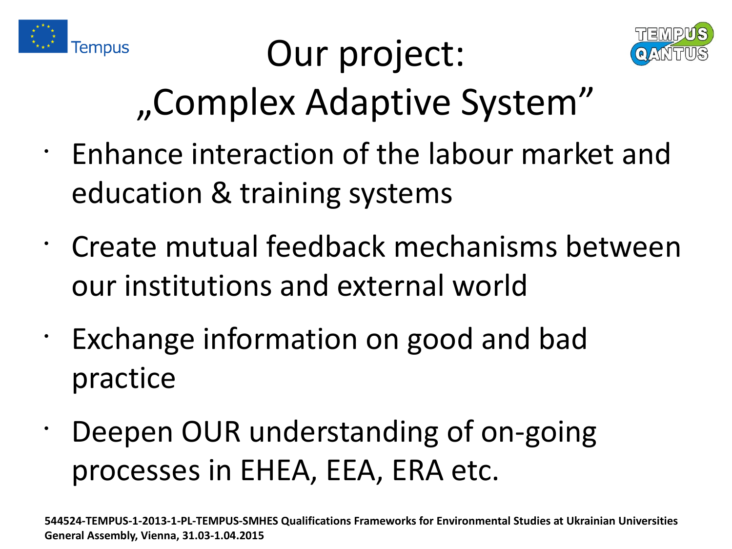# Our project: „Complex Adaptive System”

- Enhance interaction of the labour market and education & training systems
- Create mutual feedback mechanisms between our institutions and external world
- Exchange information on good and bad practice
- Deepen OUR understanding of on-going processes in EHEA, EEA, ERA etc.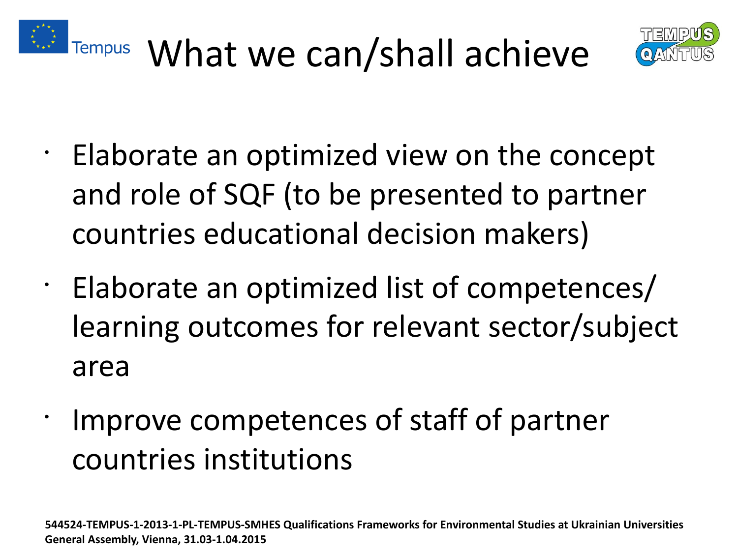# What we can/shall achieve

- Elaborate an optimized view on the concept and role of SQF (to be presented to partner countries educational decision makers)
- Elaborate an optimized list of competences/ learning outcomes for relevant sector/subject area
- Improve competences of staff of partner countries institutions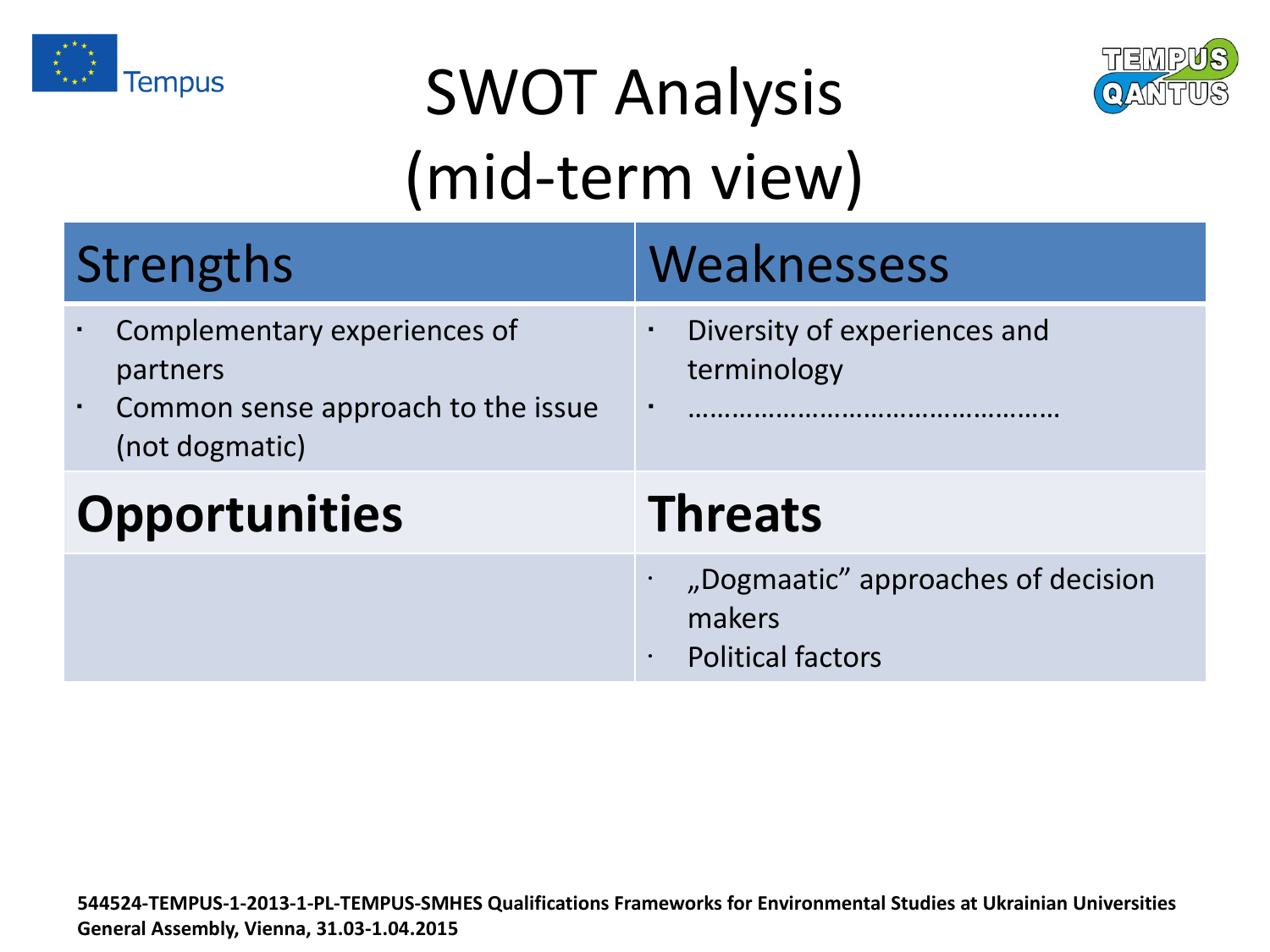# SWOT Analysis (mid-term view)

| Strengths | Weaknessess |
| --- | --- |
| • Complementary experiences of partners<br>• Common sense approach to the issue (not dogmatic) | • Diversity of experiences and terminology<br>• …………………………………………… |
| **Opportunities** | **Threats** |
| | • „Dogmaatic" approaches of decision makers<br>• Political factors |

**544524-TEMPUS-1-2013-1-PL-TEMPUS-SMHES Qualifications Frameworks for Environmental Studies at Ukrainian Universities**
**General Assembly, Vienna, 31.03-1.04.2015**